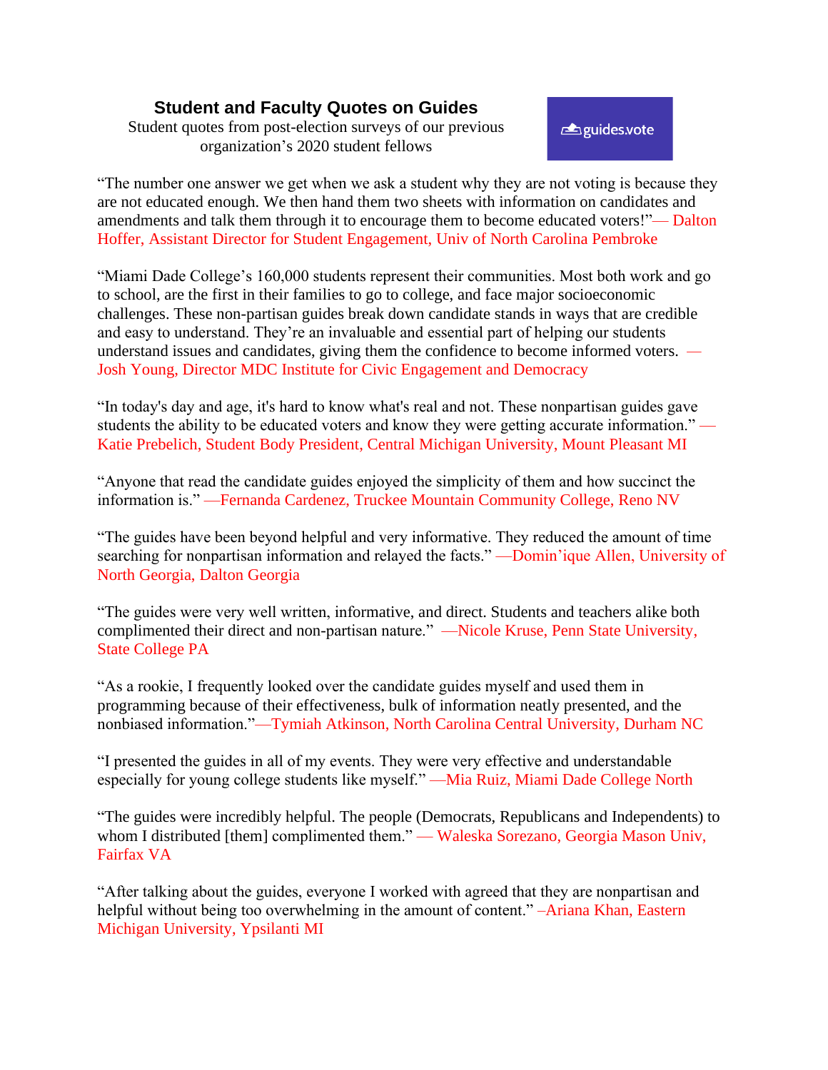## Student and Faculty Quotes on Guides

Student quotes from post-election surveys of our previous organization's 2020 student fellows

guides.vote

"The number one answer we get when we ask a student why they are not voting is because they are not educated enough. We then hand them two sheets with information on candidates and amendments and talk them through it to encourage them to become educated voters!"— Dalton Hoffer, Assistant Director for Student Engagement, Univ of North Carolina Pembroke

"Miami Dade College's 160,000 students represent their communities. Most both work and go to school, are the first in their families to go to college, and face major socioeconomic challenges. These non-partisan guides break down candidate stands in ways that are credible and easy to understand. They're an invaluable and essential part of helping our students understand issues and candidates, giving them the confidence to become informed voters. — Josh Young, Director MDC Institute for Civic Engagement and Democracy

"In today's day and age, it's hard to know what's real and not. These nonpartisan guides gave students the ability to be educated voters and know they were getting accurate information." — Katie Prebelich, Student Body President, Central Michigan University, Mount Pleasant MI

"Anyone that read the candidate guides enjoyed the simplicity of them and how succinct the information is." —Fernanda Cardenez, Truckee Mountain Community College, Reno NV

"The guides have been beyond helpful and very informative. They reduced the amount of time searching for nonpartisan information and relayed the facts." —Domin'ique Allen, University of North Georgia, Dalton Georgia

"The guides were very well written, informative, and direct. Students and teachers alike both complimented their direct and non-partisan nature." —Nicole Kruse, Penn State University, State College PA

"As a rookie, I frequently looked over the candidate guides myself and used them in programming because of their effectiveness, bulk of information neatly presented, and the nonbiased information."—Tymiah Atkinson, North Carolina Central University, Durham NC

"I presented the guides in all of my events. They were very effective and understandable especially for young college students like myself." —Mia Ruiz, Miami Dade College North

"The guides were incredibly helpful. The people (Democrats, Republicans and Independents) to whom I distributed [them] complimented them." — Waleska Sorezano, Georgia Mason Univ, Fairfax VA

"After talking about the guides, everyone I worked with agreed that they are nonpartisan and helpful without being too overwhelming in the amount of content." –Ariana Khan, Eastern Michigan University, Ypsilanti MI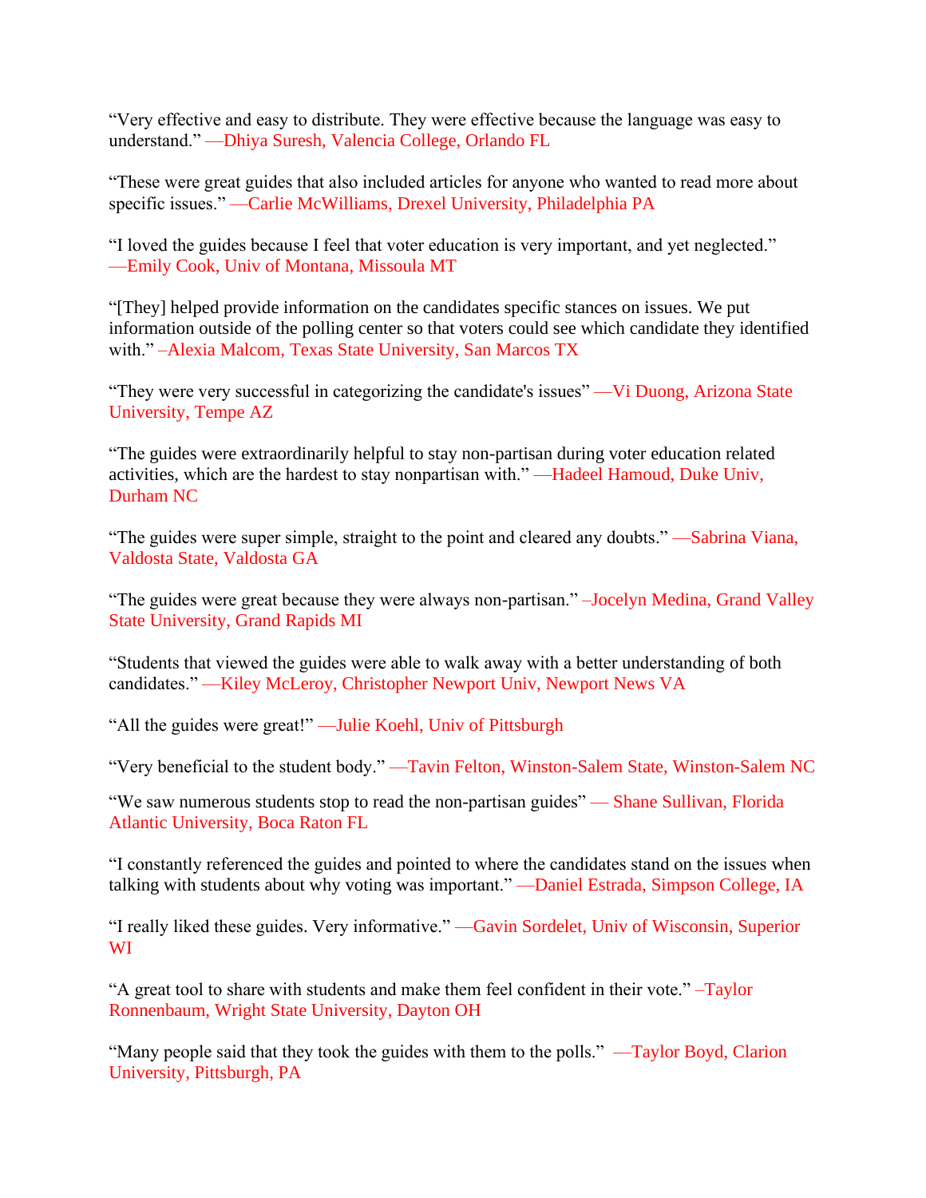"Very effective and easy to distribute. They were effective because the language was easy to understand." —Dhiya Suresh, Valencia College, Orlando FL

"These were great guides that also included articles for anyone who wanted to read more about specific issues." —Carlie McWilliams, Drexel University, Philadelphia PA

"I loved the guides because I feel that voter education is very important, and yet neglected." —Emily Cook, Univ of Montana, Missoula MT

"[They] helped provide information on the candidates specific stances on issues. We put information outside of the polling center so that voters could see which candidate they identified with." –Alexia Malcom, Texas State University, San Marcos TX

"They were very successful in categorizing the candidate's issues" —Vi Duong, Arizona State University, Tempe AZ

"The guides were extraordinarily helpful to stay non-partisan during voter education related activities, which are the hardest to stay nonpartisan with." —Hadeel Hamoud, Duke Univ, Durham NC

"The guides were super simple, straight to the point and cleared any doubts." —Sabrina Viana, Valdosta State, Valdosta GA

"The guides were great because they were always non-partisan." –Jocelyn Medina, Grand Valley State University, Grand Rapids MI

"Students that viewed the guides were able to walk away with a better understanding of both candidates." —Kiley McLeroy, Christopher Newport Univ, Newport News VA

"All the guides were great!" —Julie Koehl, Univ of Pittsburgh

"Very beneficial to the student body." —Tavin Felton, Winston-Salem State, Winston-Salem NC

"We saw numerous students stop to read the non-partisan guides" — Shane Sullivan, Florida Atlantic University, Boca Raton FL

"I constantly referenced the guides and pointed to where the candidates stand on the issues when talking with students about why voting was important." —Daniel Estrada, Simpson College, IA

"I really liked these guides. Very informative." —Gavin Sordelet, Univ of Wisconsin, Superior WI

"A great tool to share with students and make them feel confident in their vote." –Taylor Ronnenbaum, Wright State University, Dayton OH

"Many people said that they took the guides with them to the polls." —Taylor Boyd, Clarion University, Pittsburgh, PA